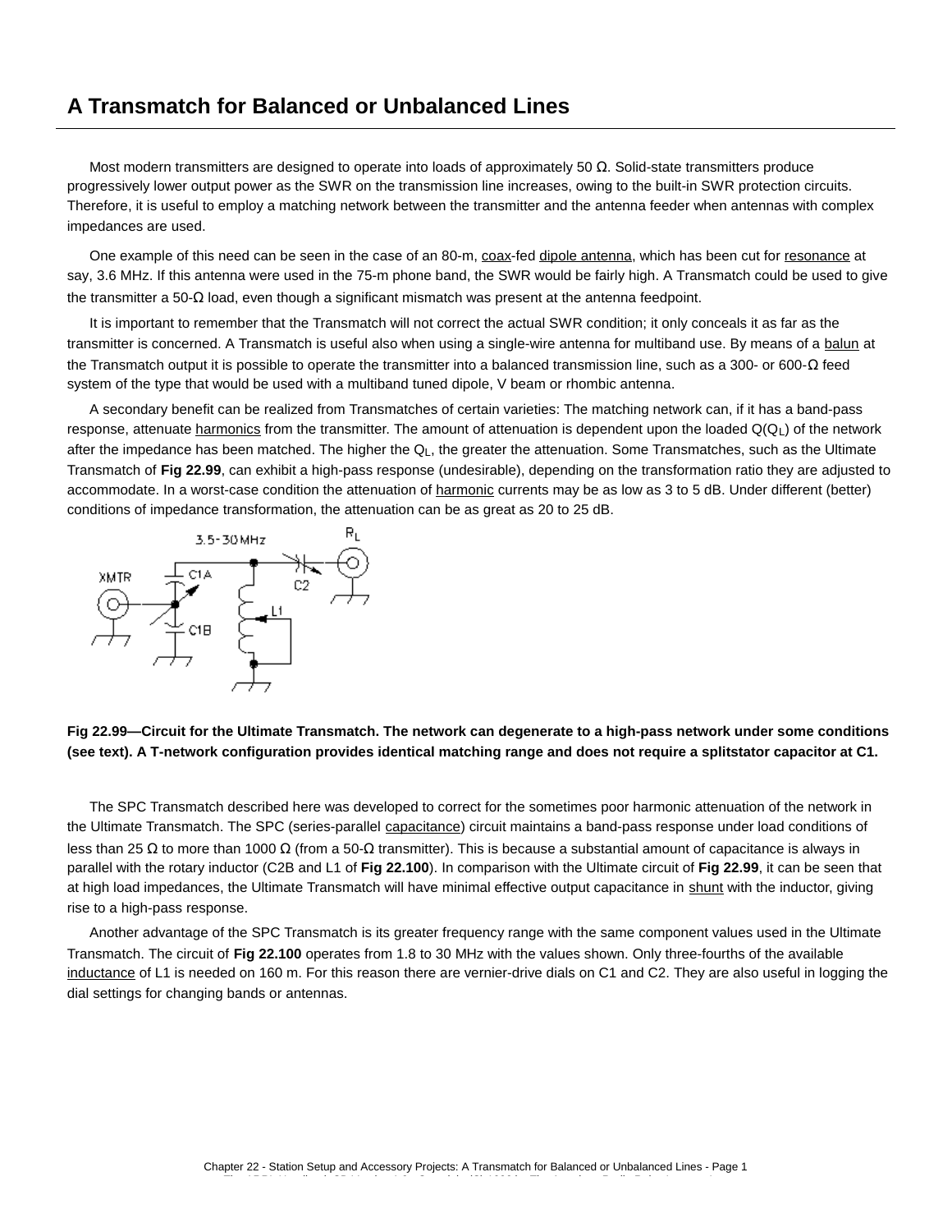# A Transmatch for Balanced or Unbalanced Lines

Most modern transmitters are designed to operate into loads of approximately 50 Ω. Solid-state transmitters produce progressively lower output power as the SWR on the transmission line increases, owing to the built-in SWR protection circuits. Therefore, it is useful to employ a matching network between the transmitter and the antenna feeder when antennas with complex impedances are used.

One example of this need can be seen in the case of an 80-m, coax-fed dipole antenna, which has been cut for resonance at say, 3.6 MHz. If this antenna were used in the 75-m phone band, the SWR would be fairly high. A Transmatch could be used to give the transmitter a 50-Ω load, even though a significant mismatch was present at the antenna feedpoint.

It is important to remember that the Transmatch will not correct the actual SWR condition; it only conceals it as far as the transmitter is concerned. A Transmatch is useful also when using a single-wire antenna for multiband use. By means of a balun at the Transmatch output it is possible to operate the transmitter into a balanced transmission line, such as a 300- or 600-Ω feed system of the type that would be used with a multiband tuned dipole, V beam or rhombic antenna.

A secondary benefit can be realized from Transmatches of certain varieties: The matching network can, if it has a band-pass response, attenuate harmonics from the transmitter. The amount of attenuation is dependent upon the loaded Q($Q_L$) of the network after the impedance has been matched. The higher the $Q_L$, the greater the attenuation. Some Transmatches, such as the Ultimate Transmatch of **Fig 22.99**, can exhibit a high-pass response (undesirable), depending on the transformation ratio they are adjusted to accommodate. In a worst-case condition the attenuation of harmonic currents may be as low as 3 to 5 dB. Under different (better) conditions of impedance transformation, the attenuation can be as great as 20 to 25 dB.

**Fig 22.99—Circuit for the Ultimate Transmatch. The network can degenerate to a high-pass network under some conditions (see text). A T-network configuration provides identical matching range and does not require a splitstator capacitor at C1.**

The SPC Transmatch described here was developed to correct for the sometimes poor harmonic attenuation of the network in the Ultimate Transmatch. The SPC (series-parallel capacitance) circuit maintains a band-pass response under load conditions of less than 25 Ω to more than 1000 Ω (from a 50-Ω transmitter). This is because a substantial amount of capacitance is always in parallel with the rotary inductor (C2B and L1 of **Fig 22.100**). In comparison with the Ultimate circuit of **Fig 22.99**, it can be seen that at high load impedances, the Ultimate Transmatch will have minimal effective output capacitance in shunt with the inductor, giving rise to a high-pass response.

Another advantage of the SPC Transmatch is its greater frequency range with the same component values used in the Ultimate Transmatch. The circuit of **Fig 22.100** operates from 1.8 to 30 MHz with the values shown. Only three-fourths of the available inductance of L1 is needed on 160 m. For this reason there are vernier-drive dials on C1 and C2. They are also useful in logging the dial settings for changing bands or antennas.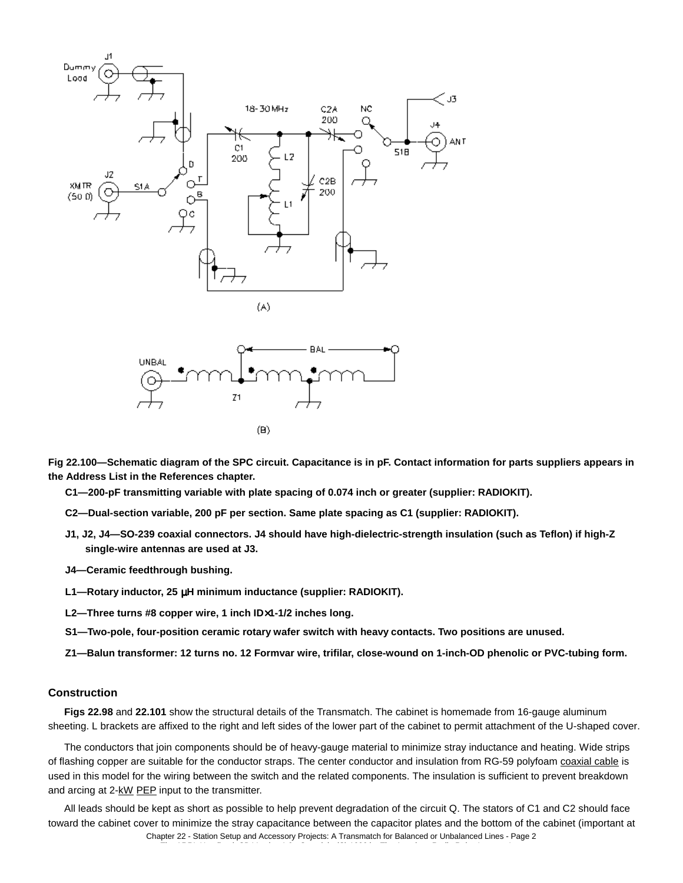**Fig 22.100—Schematic diagram of the SPC circuit. Capacitance is in pF. Contact information for parts suppliers appears in the Address List in the References chapter.**

**C1—200-pF transmitting variable with plate spacing of 0.074 inch or greater (supplier: RADIOKIT).**

**C2—Dual-section variable, 200 pF per section. Same plate spacing as C1 (supplier: RADIOKIT).**

**J1, J2, J4—SO-239 coaxial connectors. J4 should have high-dielectric-strength insulation (such as Teflon) if high-Z single-wire antennas are used at J3.**

**J4—Ceramic feedthrough bushing.**

**L1—Rotary inductor, 25 µH minimum inductance (supplier: RADIOKIT).**

**L2—Three turns #8 copper wire, 1 inch ID×1-1/2 inches long.**

**S1—Two-pole, four-position ceramic rotary wafer switch with heavy contacts. Two positions are unused.**

**Z1—Balun transformer: 12 turns no. 12 Formvar wire, trifilar, close-wound on 1-inch-OD phenolic or PVC-tubing form.**

### Construction

**Figs 22.98** and **22.101** show the structural details of the Transmatch. The cabinet is homemade from 16-gauge aluminum sheeting. L brackets are affixed to the right and left sides of the lower part of the cabinet to permit attachment of the U-shaped cover.

The conductors that join components should be of heavy-gauge material to minimize stray inductance and heating. Wide strips of flashing copper are suitable for the conductor straps. The center conductor and insulation from RG-59 polyfoam coaxial cable is used in this model for the wiring between the switch and the related components. The insulation is sufficient to prevent breakdown and arcing at 2-kW PEP input to the transmitter.

All leads should be kept as short as possible to help prevent degradation of the circuit Q. The stators of C1 and C2 should face toward the cabinet cover to minimize the stray capacitance between the capacitor plates and the bottom of the cabinet (important at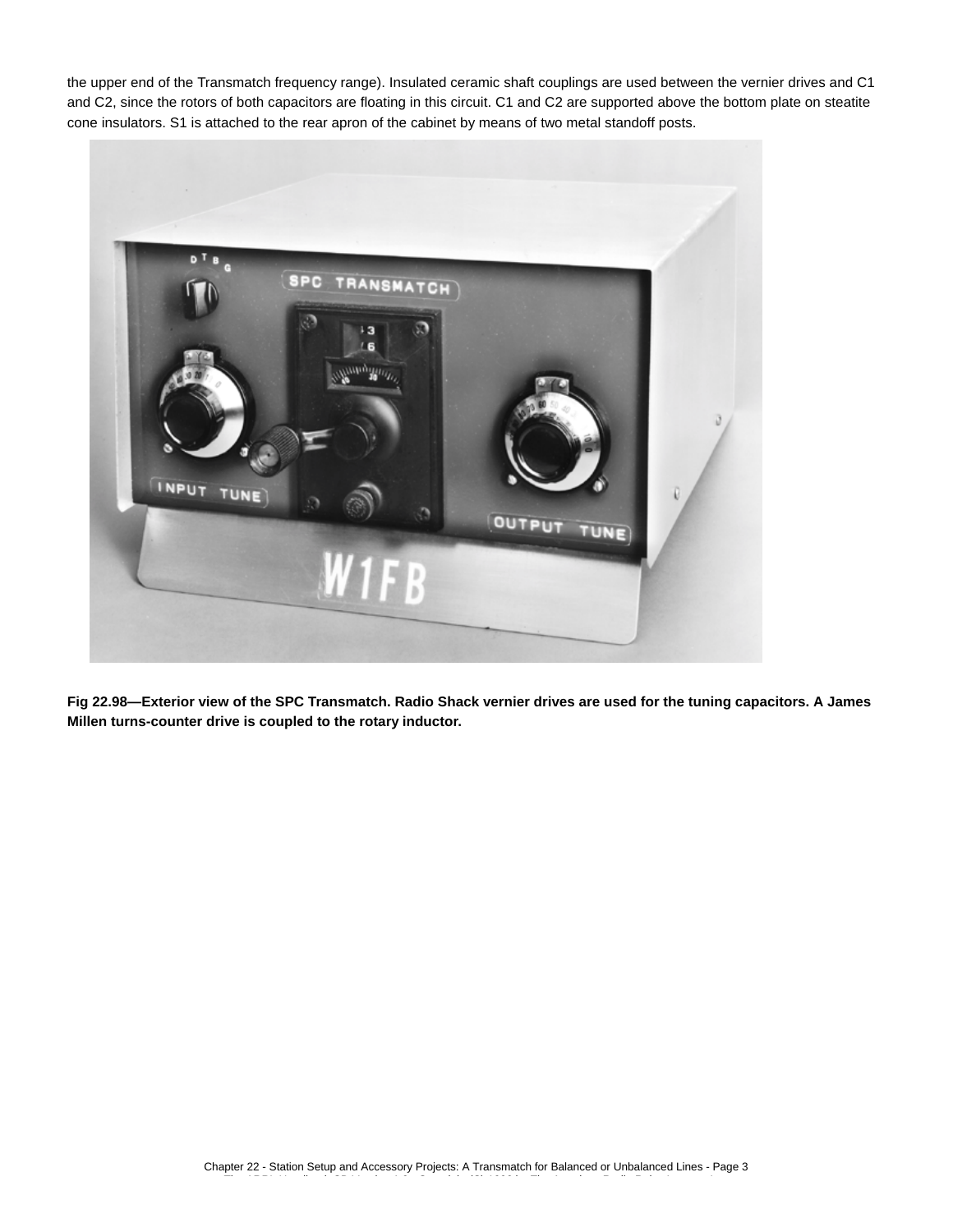the upper end of the Transmatch frequency range). Insulated ceramic shaft couplings are used between the vernier drives and C1 and C2, since the rotors of both capacitors are floating in this circuit. C1 and C2 are supported above the bottom plate on steatite cone insulators. S1 is attached to the rear apron of the cabinet by means of two metal standoff posts.

**Fig 22.98—Exterior view of the SPC Transmatch. Radio Shack vernier drives are used for the tuning capacitors. A James Millen turns-counter drive is coupled to the rotary inductor.**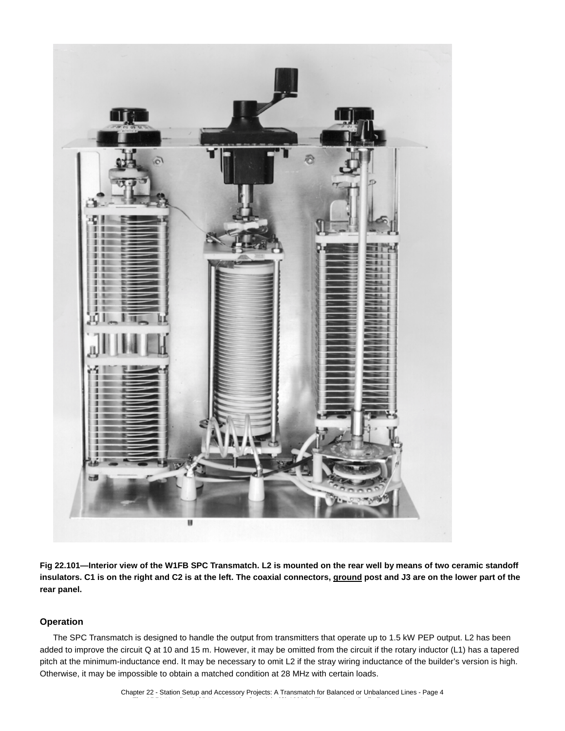**Fig 22.101—Interior view of the W1FB SPC Transmatch. L2 is mounted on the rear well by means of two ceramic standoff insulators. C1 is on the right and C2 is at the left. The coaxial connectors, ground post and J3 are on the lower part of the rear panel.**

### Operation

The SPC Transmatch is designed to handle the output from transmitters that operate up to 1.5 kW PEP output. L2 has been added to improve the circuit Q at 10 and 15 m. However, it may be omitted from the circuit if the rotary inductor (L1) has a tapered pitch at the minimum-inductance end. It may be necessary to omit L2 if the stray wiring inductance of the builder's version is high. Otherwise, it may be impossible to obtain a matched condition at 28 MHz with certain loads.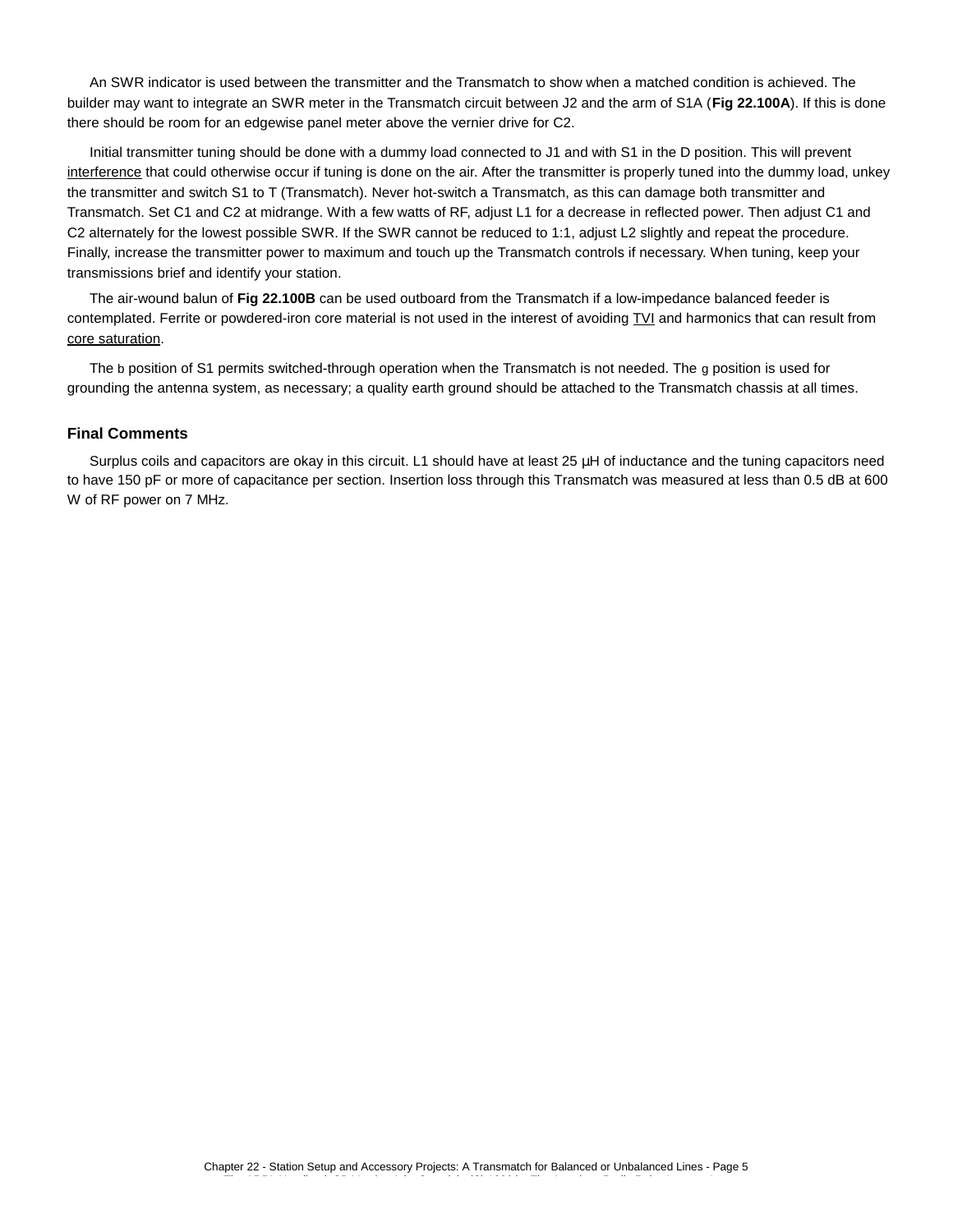An SWR indicator is used between the transmitter and the Transmatch to show when a matched condition is achieved. The builder may want to integrate an SWR meter in the Transmatch circuit between J2 and the arm of S1A (**Fig 22.100A**). If this is done there should be room for an edgewise panel meter above the vernier drive for C2.

Initial transmitter tuning should be done with a dummy load connected to J1 and with S1 in the D position. This will prevent interference that could otherwise occur if tuning is done on the air. After the transmitter is properly tuned into the dummy load, unkey the transmitter and switch S1 to T (Transmatch). Never hot-switch a Transmatch, as this can damage both transmitter and Transmatch. Set C1 and C2 at midrange. With a few watts of RF, adjust L1 for a decrease in reflected power. Then adjust C1 and C2 alternately for the lowest possible SWR. If the SWR cannot be reduced to 1:1, adjust L2 slightly and repeat the procedure. Finally, increase the transmitter power to maximum and touch up the Transmatch controls if necessary. When tuning, keep your transmissions brief and identify your station.

The air-wound balun of **Fig 22.100B** can be used outboard from the Transmatch if a low-impedance balanced feeder is contemplated. Ferrite or powdered-iron core material is not used in the interest of avoiding TVI and harmonics that can result from core saturation.

The b position of S1 permits switched-through operation when the Transmatch is not needed. The g position is used for grounding the antenna system, as necessary; a quality earth ground should be attached to the Transmatch chassis at all times.

### Final Comments

Surplus coils and capacitors are okay in this circuit. L1 should have at least 25 µH of inductance and the tuning capacitors need to have 150 pF or more of capacitance per section. Insertion loss through this Transmatch was measured at less than 0.5 dB at 600 W of RF power on 7 MHz.